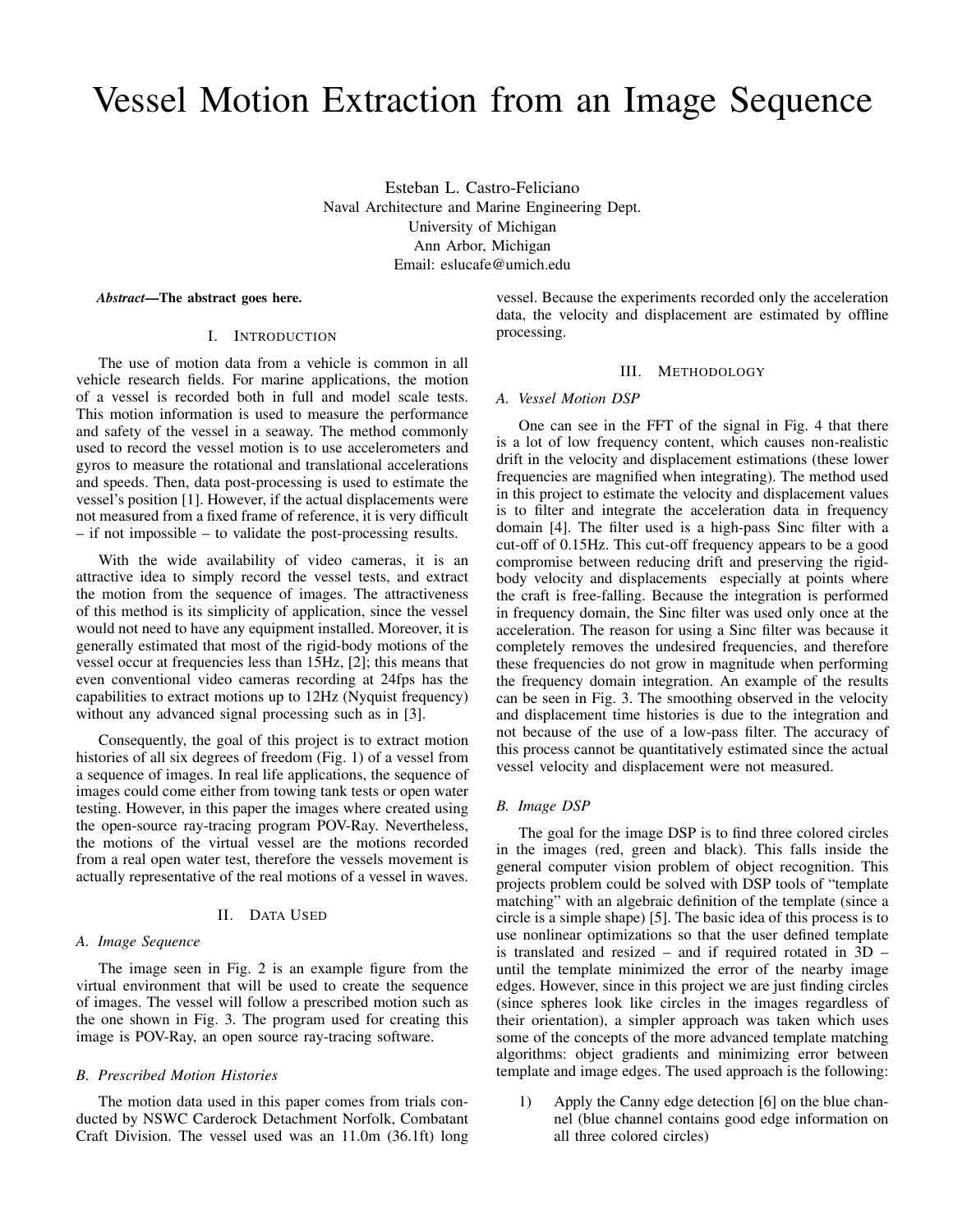# Vessel Motion Extraction from an Image Sequence

Esteban L. Castro-Feliciano
Naval Architecture and Marine Engineering Dept.
University of Michigan
Ann Arbor, Michigan
Email: eslucafe@umich.edu

***Abstract*—The abstract goes here.**

## I. Introduction

The use of motion data from a vehicle is common in all vehicle research fields. For marine applications, the motion of a vessel is recorded both in full and model scale tests. This motion information is used to measure the performance and safety of the vessel in a seaway. The method commonly used to record the vessel motion is to use accelerometers and gyros to measure the rotational and translational accelerations and speeds. Then, data post-processing is used to estimate the vessel's position [1]. However, if the actual displacements were not measured from a fixed frame of reference, it is very difficult – if not impossible – to validate the post-processing results.

With the wide availability of video cameras, it is an attractive idea to simply record the vessel tests, and extract the motion from the sequence of images. The attractiveness of this method is its simplicity of application, since the vessel would not need to have any equipment installed. Moreover, it is generally estimated that most of the rigid-body motions of the vessel occur at frequencies less than 15Hz, [2]; this means that even conventional video cameras recording at 24fps has the capabilities to extract motions up to 12Hz (Nyquist frequency) without any advanced signal processing such as in [3].

Consequently, the goal of this project is to extract motion histories of all six degrees of freedom (Fig. 1) of a vessel from a sequence of images. In real life applications, the sequence of images could come either from towing tank tests or open water testing. However, in this paper the images where created using the open-source ray-tracing program POV-Ray. Nevertheless, the motions of the virtual vessel are the motions recorded from a real open water test, therefore the vessels movement is actually representative of the real motions of a vessel in waves.

## II. Data Used

### A. Image Sequence

The image seen in Fig. 2 is an example figure from the virtual environment that will be used to create the sequence of images. The vessel will follow a prescribed motion such as the one shown in Fig. 3. The program used for creating this image is POV-Ray, an open source ray-tracing software.

### B. Prescribed Motion Histories

The motion data used in this paper comes from trials conducted by NSWC Carderock Detachment Norfolk, Combatant Craft Division. The vessel used was an 11.0m (36.1ft) long vessel. Because the experiments recorded only the acceleration data, the velocity and displacement are estimated by offline processing.

## III. Methodology

### A. Vessel Motion DSP

One can see in the FFT of the signal in Fig. 4 that there is a lot of low frequency content, which causes non-realistic drift in the velocity and displacement estimations (these lower frequencies are magnified when integrating). The method used in this project to estimate the velocity and displacement values is to filter and integrate the acceleration data in frequency domain [4]. The filter used is a high-pass Sinc filter with a cut-off of 0.15Hz. This cut-off frequency appears to be a good compromise between reducing drift and preserving the rigid-body velocity and displacements especially at points where the craft is free-falling. Because the integration is performed in frequency domain, the Sinc filter was used only once at the acceleration. The reason for using a Sinc filter was because it completely removes the undesired frequencies, and therefore these frequencies do not grow in magnitude when performing the frequency domain integration. An example of the results can be seen in Fig. 3. The smoothing observed in the velocity and displacement time histories is due to the integration and not because of the use of a low-pass filter. The accuracy of this process cannot be quantitatively estimated since the actual vessel velocity and displacement were not measured.

### B. Image DSP

The goal for the image DSP is to find three colored circles in the images (red, green and black). This falls inside the general computer vision problem of object recognition. This projects problem could be solved with DSP tools of "template matching" with an algebraic definition of the template (since a circle is a simple shape) [5]. The basic idea of this process is to use nonlinear optimizations so that the user defined template is translated and resized – and if required rotated in 3D – until the template minimized the error of the nearby image edges. However, since in this project we are just finding circles (since spheres look like circles in the images regardless of their orientation), a simpler approach was taken which uses some of the concepts of the more advanced template matching algorithms: object gradients and minimizing error between template and image edges. The used approach is the following:

1) Apply the Canny edge detection [6] on the blue channel (blue channel contains good edge information on all three colored circles)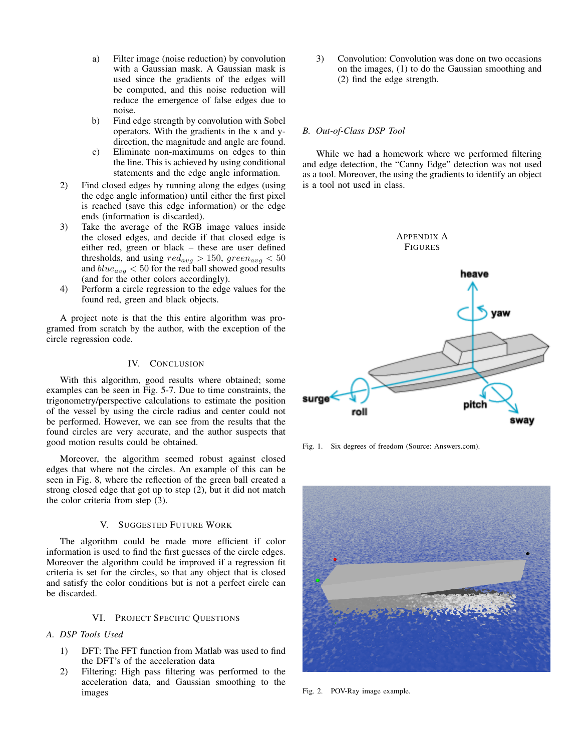a) Filter image (noise reduction) by convolution with a Gaussian mask. A Gaussian mask is used since the gradients of the edges will be computed, and this noise reduction will reduce the emergence of false edges due to noise.

b) Find edge strength by convolution with Sobel operators. With the gradients in the x and y-direction, the magnitude and angle are found.

c) Eliminate non-maximums on edges to thin the line. This is achieved by using conditional statements and the edge angle information.

2) Find closed edges by running along the edges (using the edge angle information) until either the first pixel is reached (save this edge information) or the edge ends (information is discarded).

3) Take the average of the RGB image values inside the closed edges, and decide if that closed edge is either red, green or black – these are user defined thresholds, and using $red_{avg} > 150$, $green_{avg} < 50$ and $blue_{avg} < 50$ for the red ball showed good results (and for the other colors accordingly).

4) Perform a circle regression to the edge values for the found red, green and black objects.

A project note is that the this entire algorithm was programed from scratch by the author, with the exception of the circle regression code.

## IV. Conclusion

With this algorithm, good results where obtained; some examples can be seen in Fig. 5-7. Due to time constraints, the trigonometry/perspective calculations to estimate the position of the vessel by using the circle radius and center could not be performed. However, we can see from the results that the found circles are very accurate, and the author suspects that good motion results could be obtained.

Moreover, the algorithm seemed robust against closed edges that where not the circles. An example of this can be seen in Fig. 8, where the reflection of the green ball created a strong closed edge that got up to step (2), but it did not match the color criteria from step (3).

## V. Suggested Future Work

The algorithm could be made more efficient if color information is used to find the first guesses of the circle edges. Moreover the algorithm could be improved if a regression fit criteria is set for the circles, so that any object that is closed and satisfy the color conditions but is not a perfect circle can be discarded.

## VI. Project Specific Questions

### A. DSP Tools Used

1) DFT: The FFT function from Matlab was used to find the DFT's of the acceleration data

2) Filtering: High pass filtering was performed to the acceleration data, and Gaussian smoothing to the images

3) Convolution: Convolution was done on two occasions on the images, (1) to do the Gaussian smoothing and (2) find the edge strength.

### B. Out-of-Class DSP Tool

While we had a homework where we performed filtering and edge detection, the "Canny Edge" detection was not used as a tool. Moreover, the using the gradients to identify an object is a tool not used in class.

## Appendix A
## Figures

Fig. 1. Six degrees of freedom (Source: Answers.com).

Fig. 2. POV-Ray image example.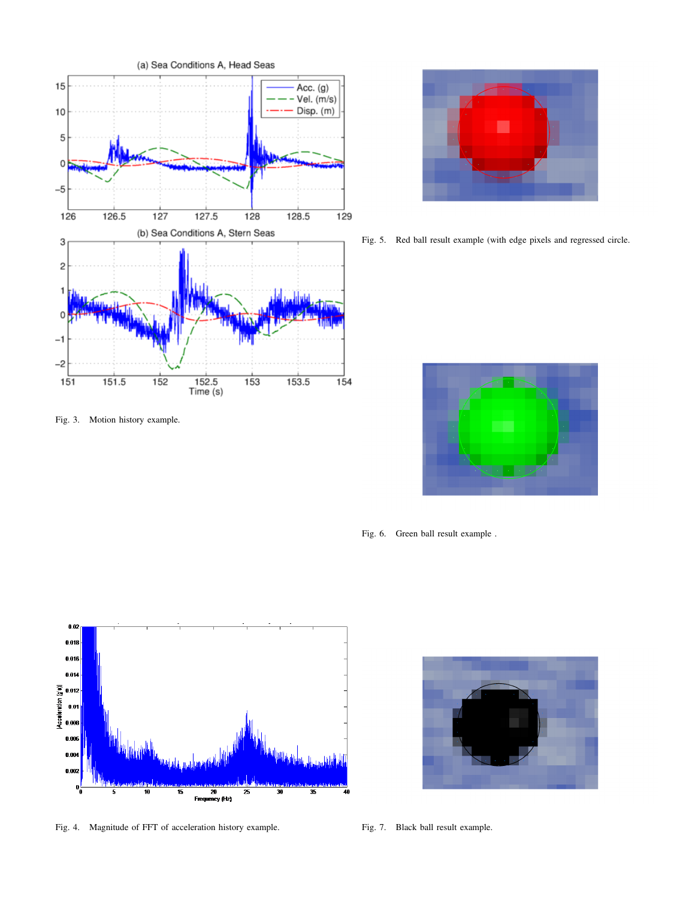Fig. 3. Motion history example.

Fig. 4. Magnitude of FFT of acceleration history example.

Fig. 5. Red ball result example (with edge pixels and regressed circle.

Fig. 6. Green ball result example .

Fig. 7. Black ball result example.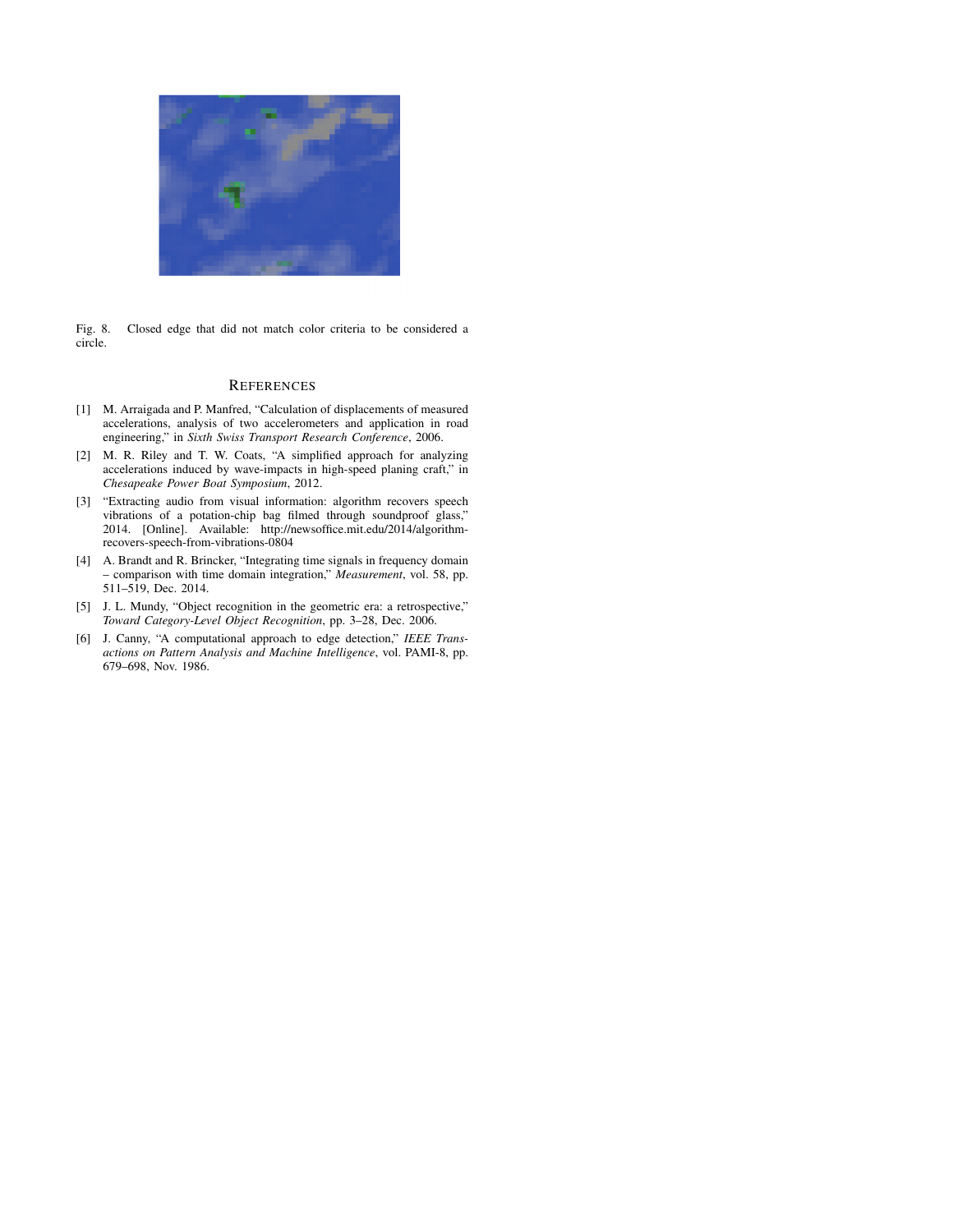Fig. 8. Closed edge that did not match color criteria to be considered a circle.

## References

[1] M. Arraigada and P. Manfred, "Calculation of displacements of measured accelerations, analysis of two accelerometers and application in road engineering," in *Sixth Swiss Transport Research Conference*, 2006.

[2] M. R. Riley and T. W. Coats, "A simplified approach for analyzing accelerations induced by wave-impacts in high-speed planing craft," in *Chesapeake Power Boat Symposium*, 2012.

[3] "Extracting audio from visual information: algorithm recovers speech vibrations of a potation-chip bag filmed through soundproof glass," 2014. [Online]. Available: http://newsoffice.mit.edu/2014/algorithm-recovers-speech-from-vibrations-0804

[4] A. Brandt and R. Brincker, "Integrating time signals in frequency domain – comparison with time domain integration," *Measurement*, vol. 58, pp. 511–519, Dec. 2014.

[5] J. L. Mundy, "Object recognition in the geometric era: a retrospective," *Toward Category-Level Object Recognition*, pp. 3–28, Dec. 2006.

[6] J. Canny, "A computational approach to edge detection," *IEEE Transactions on Pattern Analysis and Machine Intelligence*, vol. PAMI-8, pp. 679–698, Nov. 1986.